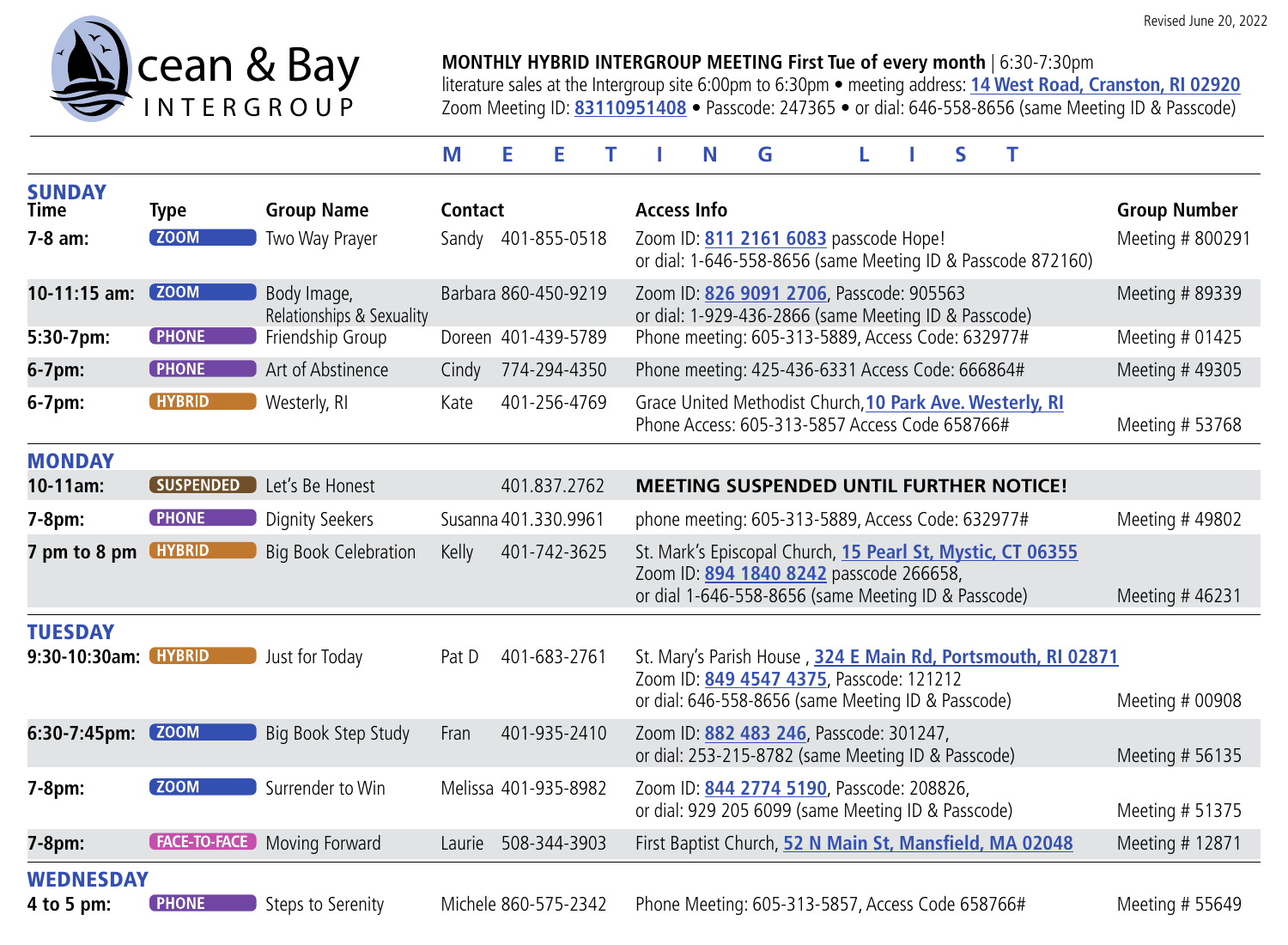Revised June 20, 2022

# Ocean & Bay INTERGROUP

**MONTHLY HYBRID INTERGROUP MEETING First Tue of every month** | 6:30-7:30pm
literature sales at the Intergroup site 6:00pm to 6:30pm • meeting address: **14 West Road, Cranston, RI 02920**
Zoom Meeting ID: **83110951408** • Passcode: 247365 • or dial: 646-558-8656 (same Meeting ID & Passcode)

## M E E T I N G L I S T

### SUNDAY

| Time | Type | Group Name | Contact | Access Info | Group Number |
|---|---|---|---|---|---|
| **7-8 am:** | ZOOM | Two Way Prayer | Sandy 401-855-0518 | Zoom ID: **811 2161 6083** passcode Hope! or dial: 1-646-558-8656 (same Meeting ID & Passcode 872160) | Meeting # 800291 |
| **10-11:15 am:** | ZOOM | Body Image, Relationships & Sexuality | Barbara 860-450-9219 | Zoom ID: **826 9091 2706**, Passcode: 905563 or dial: 1-929-436-2866 (same Meeting ID & Passcode) | Meeting # 89339 |
| **5:30-7pm:** | PHONE | Friendship Group | Doreen 401-439-5789 | Phone meeting: 605-313-5889, Access Code: 632977# | Meeting # 01425 |
| **6-7pm:** | PHONE | Art of Abstinence | Cindy 774-294-4350 | Phone meeting: 425-436-6331 Access Code: 666864# | Meeting # 49305 |
| **6-7pm:** | HYBRID | Westerly, RI | Kate 401-256-4769 | Grace United Methodist Church, **10 Park Ave. Westerly, RI** Phone Access: 605-313-5857 Access Code 658766# | Meeting # 53768 |

### MONDAY

| Time | Type | Group Name | Contact | Access Info | Group Number |
|---|---|---|---|---|---|
| **10-11am:** | SUSPENDED | Let's Be Honest | 401.837.2762 | **MEETING SUSPENDED UNTIL FURTHER NOTICE!** | |
| **7-8pm:** | PHONE | Dignity Seekers | Susanna 401.330.9961 | phone meeting: 605-313-5889, Access Code: 632977# | Meeting # 49802 |
| **7 pm to 8 pm** | HYBRID | Big Book Celebration | Kelly 401-742-3625 | St. Mark's Episcopal Church, **15 Pearl St, Mystic, CT 06355** Zoom ID: **894 1840 8242** passcode 266658, or dial 1-646-558-8656 (same Meeting ID & Passcode) | Meeting # 46231 |

### TUESDAY

| Time | Type | Group Name | Contact | Access Info | Group Number |
|---|---|---|---|---|---|
| **9:30-10:30am:** | HYBRID | Just for Today | Pat D 401-683-2761 | St. Mary's Parish House , **324 E Main Rd, Portsmouth, RI 02871** Zoom ID: **849 4547 4375**, Passcode: 121212 or dial: 646-558-8656 (same Meeting ID & Passcode) | Meeting # 00908 |
| **6:30-7:45pm:** | ZOOM | Big Book Step Study | Fran 401-935-2410 | Zoom ID: **882 483 246**, Passcode: 301247, or dial: 253-215-8782 (same Meeting ID & Passcode) | Meeting # 56135 |
| **7-8pm:** | ZOOM | Surrender to Win | Melissa 401-935-8982 | Zoom ID: **844 2774 5190**, Passcode: 208826, or dial: 929 205 6099 (same Meeting ID & Passcode) | Meeting # 51375 |
| **7-8pm:** | FACE-TO-FACE | Moving Forward | Laurie 508-344-3903 | First Baptist Church, **52 N Main St, Mansfield, MA 02048** | Meeting # 12871 |

### WEDNESDAY

| Time | Type | Group Name | Contact | Access Info | Group Number |
|---|---|---|---|---|---|
| **4 to 5 pm:** | PHONE | Steps to Serenity | Michele 860-575-2342 | Phone Meeting: 605-313-5857, Access Code 658766# | Meeting # 55649 |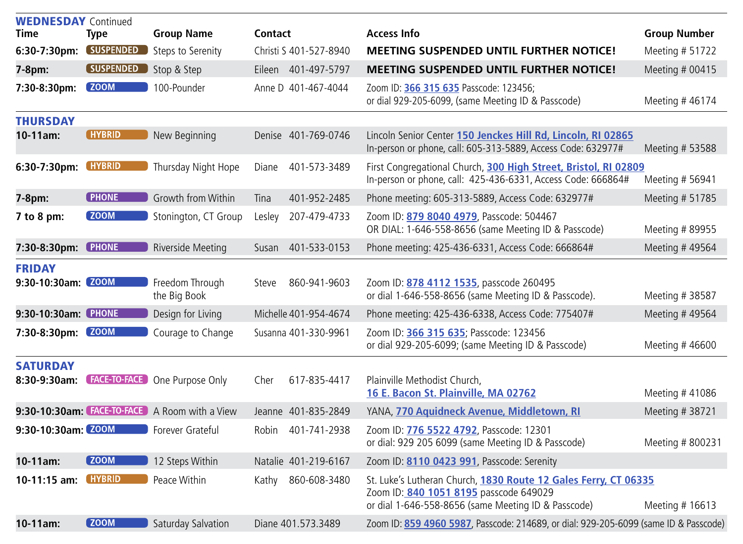## WEDNESDAY Continued

| Time | Type | Group Name | Contact | Access Info | Group Number |
|---|---|---|---|---|---|
| **6:30-7:30pm:** | SUSPENDED | Steps to Serenity | Christi S 401-527-8940 | **MEETING SUSPENDED UNTIL FURTHER NOTICE!** | Meeting # 51722 |
| **7-8pm:** | SUSPENDED | Stop & Step | Eileen 401-497-5797 | **MEETING SUSPENDED UNTIL FURTHER NOTICE!** | Meeting # 00415 |
| **7:30-8:30pm:** | ZOOM | 100-Pounder | Anne D 401-467-4044 | Zoom ID: 366 315 635 Passcode: 123456; or dial 929-205-6099, (same Meeting ID & Passcode) | Meeting # 46174 |

## THURSDAY

| Time | Type | Group Name | Contact | Access Info | Group Number |
|---|---|---|---|---|---|
| **10-11am:** | HYBRID | New Beginning | Denise 401-769-0746 | Lincoln Senior Center 150 Jenckes Hill Rd, Lincoln, RI 02865 In-person or phone, call: 605-313-5889, Access Code: 632977# | Meeting # 53588 |
| **6:30-7:30pm:** | HYBRID | Thursday Night Hope | Diane 401-573-3489 | First Congregational Church, 300 High Street, Bristol, RI 02809 In-person or phone, call: 425-436-6331, Access Code: 666864# | Meeting # 56941 |
| **7-8pm:** | PHONE | Growth from Within | Tina 401-952-2485 | Phone meeting: 605-313-5889, Access Code: 632977# | Meeting # 51785 |
| **7 to 8 pm:** | ZOOM | Stonington, CT Group | Lesley 207-479-4733 | Zoom ID: 879 8040 4979, Passcode: 504467 OR DIAL: 1-646-558-8656 (same Meeting ID & Passcode) | Meeting # 89955 |
| **7:30-8:30pm:** | PHONE | Riverside Meeting | Susan 401-533-0153 | Phone meeting: 425-436-6331, Access Code: 666864# | Meeting # 49564 |

## FRIDAY

| Time | Type | Group Name | Contact | Access Info | Group Number |
|---|---|---|---|---|---|
| **9:30-10:30am:** | ZOOM | Freedom Through the Big Book | Steve 860-941-9603 | Zoom ID: 878 4112 1535, passcode 260495 or dial 1-646-558-8656 (same Meeting ID & Passcode). | Meeting # 38587 |
| **9:30-10:30am:** | PHONE | Design for Living | Michelle 401-954-4674 | Phone meeting: 425-436-6338, Access Code: 775407# | Meeting # 49564 |
| **7:30-8:30pm:** | ZOOM | Courage to Change | Susanna 401-330-9961 | Zoom ID: 366 315 635; Passcode: 123456 or dial 929-205-6099; (same Meeting ID & Passcode) | Meeting # 46600 |

## SATURDAY

| Time | Type | Group Name | Contact | Access Info | Group Number |
|---|---|---|---|---|---|
| **8:30-9:30am:** | FACE-TO-FACE | One Purpose Only | Cher 617-835-4417 | Plainville Methodist Church, 16 E. Bacon St. Plainville, MA 02762 | Meeting # 41086 |
| **9:30-10:30am:** | FACE-TO-FACE | A Room with a View | Jeanne 401-835-2849 | YANA, 770 Aquidneck Avenue, Middletown, RI | Meeting # 38721 |
| **9:30-10:30am:** | ZOOM | Forever Grateful | Robin 401-741-2938 | Zoom ID: 776 5522 4792, Passcode: 12301 or dial: 929 205 6099 (same Meeting ID & Passcode) | Meeting # 800231 |
| **10-11am:** | ZOOM | 12 Steps Within | Natalie 401-219-6167 | Zoom ID: 8110 0423 991, Passcode: Serenity | |
| **10-11:15 am:** | HYBRID | Peace Within | Kathy 860-608-3480 | St. Luke's Lutheran Church, 1830 Route 12 Gales Ferry, CT 06335 Zoom ID: 840 1051 8195 passcode 649029 or dial 1-646-558-8656 (same Meeting ID & Passcode) | Meeting # 16613 |
| **10-11am:** | ZOOM | Saturday Salvation | Diane 401.573.3489 | Zoom ID: 859 4960 5987, Passcode: 214689, or dial: 929-205-6099 (same ID & Passcode) | |